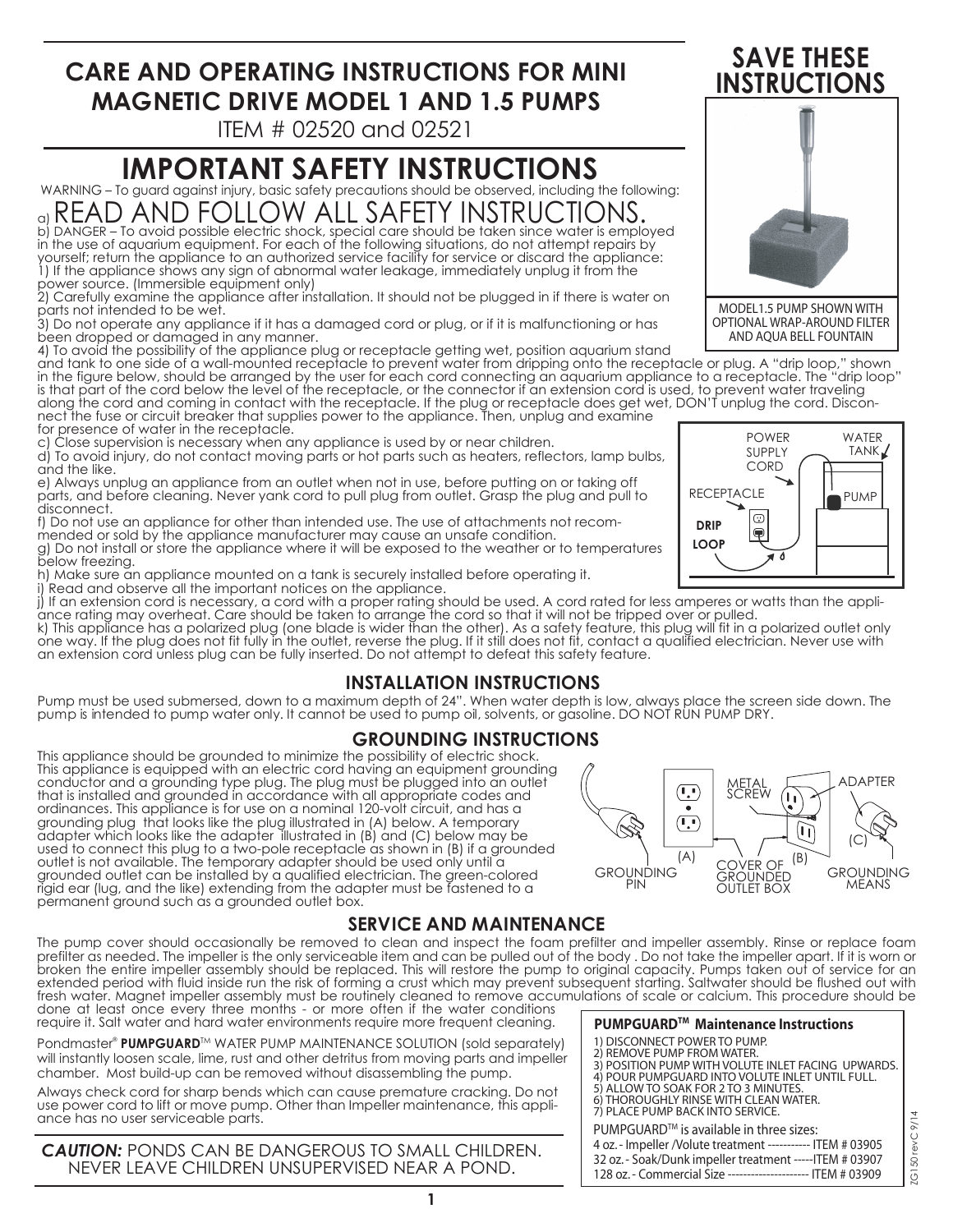# CARE AND OPERATING INSTRUCTIONS FOR MINI MAGNETIC DRIVE MODEL 1 AND 1.5 PUMPS

ITEM # 02520 and 02521

**SAVE THESE INSTRUCTIONS**

MODEL1.5 PUMP SHOWN WITH OPTIONAL WRAP-AROUND FILTER AND AQUA BELL FOUNTAIN

## IMPORTANT SAFETY INSTRUCTIONS

WARNING – To guard against injury, basic safety precautions should be observed, including the following:

a) READ AND FOLLOW ALL SAFETY INSTRUCTIONS.

b) DANGER – To avoid possible electric shock, special care should be taken since water is employed in the use of aquarium equipment. For each of the following situations, do not attempt repairs by yourself; return the appliance to an authorized service facility for service or discard the appliance:

1) If the appliance shows any sign of abnormal water leakage, immediately unplug it from the power source. (Immersible equipment only)

2) Carefully examine the appliance after installation. It should not be plugged in if there is water on parts not intended to be wet.

3) Do not operate any appliance if it has a damaged cord or plug, or if it is malfunctioning or has been dropped or damaged in any manner.

4) To avoid the possibility of the appliance plug or receptacle getting wet, position aquarium stand and tank to one side of a wall-mounted receptacle to prevent water from dripping onto the receptacle or plug. A "drip loop," shown in the figure below, should be arranged by the user for each cord connecting an aquarium appliance to a receptacle. The "drip loop" is that part of the cord below the level of the receptacle, or the connector if an extension cord is used, to prevent water traveling along the cord and coming in contact with the receptacle. If the plug or receptacle does get wet, DON'T unplug the cord. Disconnect the fuse or circuit breaker that supplies power to the appliance. Then, unplug and examine for presence of water in the receptacle.

c) Close supervision is necessary when any appliance is used by or near children.

d) To avoid injury, do not contact moving parts or hot parts such as heaters, reflectors, lamp bulbs, and the like.

e) Always unplug an appliance from an outlet when not in use, before putting on or taking off parts, and before cleaning. Never yank cord to pull plug from outlet. Grasp the plug and pull to disconnect.

f) Do not use an appliance for other than intended use. The use of attachments not recommended or sold by the appliance manufacturer may cause an unsafe condition.

g) Do not install or store the appliance where it will be exposed to the weather or to temperatures below freezing.

h) Make sure an appliance mounted on a tank is securely installed before operating it.

i) Read and observe all the important notices on the appliance.

j) If an extension cord is necessary, a cord with a proper rating should be used. A cord rated for less amperes or watts than the appliance rating may overheat. Care should be taken to arrange the cord so that it will not be tripped over or pulled.

k) This appliance has a polarized plug (one blade is wider than the other). As a safety feature, this plug will fit in a polarized outlet only one way. If the plug does not fit fully in the outlet, reverse the plug. If it still does not fit, contact a qualified electrician. Never use with an extension cord unless plug can be fully inserted. Do not attempt to defeat this safety feature.

POWER SUPPLY CORD, WATER TANK, RECEPTACLE, PUMP, DRIP LOOP

## INSTALLATION INSTRUCTIONS

Pump must be used submersed, down to a maximum depth of 24". When water depth is low, always place the screen side down. The pump is intended to pump water only. It cannot be used to pump oil, solvents, or gasoline. DO NOT RUN PUMP DRY.

## GROUNDING INSTRUCTIONS

This appliance should be grounded to minimize the possibility of electric shock. This appliance is equipped with an electric cord having an equipment grounding conductor and a grounding type plug. The plug must be plugged into an outlet that is installed and grounded in accordance with all appropriate codes and ordinances. This appliance is for use on a nominal 120-volt circuit, and has a grounding plug that looks like the plug illustrated in (A) below. A temporary adapter which looks like the adapter illustrated in (B) and (C) below may be used to connect this plug to a two-pole receptacle as shown in (B) if a grounded outlet is not available. The temporary adapter should be used only until a grounded outlet can be installed by a qualified electrician. The green-colored rigid ear (lug, and the like) extending from the adapter must be fastened to a permanent ground such as a grounded outlet box.

(A) GROUNDING PIN, (B) METAL SCREW, COVER OF GROUNDED OUTLET BOX, (C) ADAPTER, GROUNDING MEANS

## SERVICE AND MAINTENANCE

The pump cover should occasionally be removed to clean and inspect the foam prefilter and impeller assembly. Rinse or replace foam prefilter as needed. The impeller is the only serviceable item and can be pulled out of the body . Do not take the impeller apart. If it is worn or broken the entire impeller assembly should be replaced. This will restore the pump to original capacity. Pumps taken out of service for an extended period with fluid inside run the risk of forming a crust which may prevent subsequent starting. Saltwater should be flushed out with fresh water. Magnet impeller assembly must be routinely cleaned to remove accumulations of scale or calcium. This procedure should be done at least once every three months - or more often if the water conditions require it. Salt water and hard water environments require more frequent cleaning.

Pondmaster® **PUMPGUARD**™ WATER PUMP MAINTENANCE SOLUTION (sold separately) will instantly loosen scale, lime, rust and other detritus from moving parts and impeller chamber. Most build-up can be removed without disassembling the pump.

Always check cord for sharp bends which can cause premature cracking. Do not use power cord to lift or move pump. Other than Impeller maintenance, this appliance has no user serviceable parts.

***CAUTION:*** PONDS CAN BE DANGEROUS TO SMALLL CHILDREN. NEVER LEAVE CHILDREN UNSUPERVISED NEAR A POND.

### PUMPGUARD™ Maintenance Instructions

1) DISCONNECT POWER TO PUMP.
2) REMOVE PUMP FROM WATER.
3) POSITION PUMP WITH VOLUTE INLET FACING UPWARDS.
4) POUR PUMPGUARD INTO VOLUTE INLET UNTIL FULL.
5) ALLOW TO SOAK FOR 2 TO 3 MINUTES.
6) THOROUGHLY RINSE WITH CLEAN WATER.
7) PLACE PUMP BACK INTO SERVICE.

PUMPGUARD™ is available in three sizes:

4 oz. - Impeller /Volute treatment ----------- ITEM # 03905
32 oz. - Soak/Dunk impeller treatment -----ITEM # 03907
128 oz. - Commercial Size --------------------- ITEM # 03909

ZG150 revC 9/14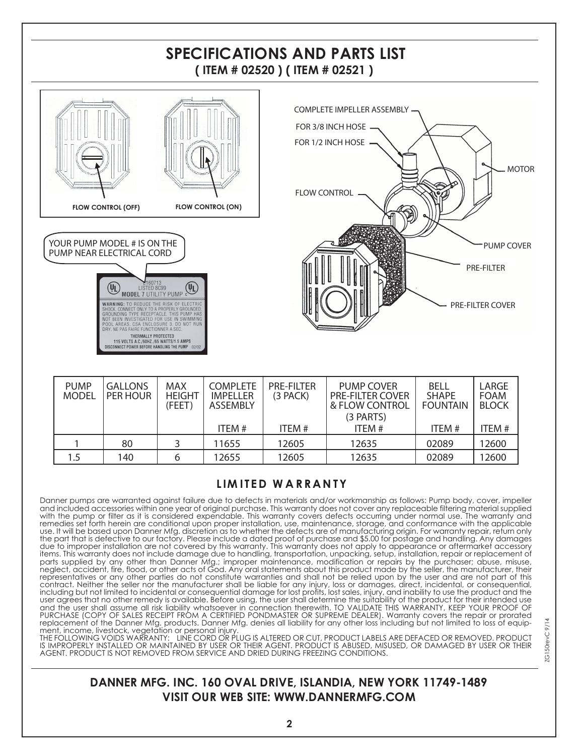# SPECIFICATIONS AND PARTS LIST

## ( ITEM # 02520 ) ( ITEM # 02521 )

FLOW CONTROL (OFF)

FLOW CONTROL (ON)

YOUR PUMP MODEL # IS ON THE PUMP NEAR ELECTRICAL CORD

E160713
LISTED 8C99
MODEL 7 UTILITY PUMP
WARNING: TO REDUCE THE RISK OF ELECTRIC SHOCK, CONNECT ONLY TO A PROPERLY GROUNDED, GROUNDING TYPE RECEPTACLE. THIS PUMP HAS NOT BEEN INVESTIGATED FOR USE IN SWIMMING POOL AREAS. CSA ENCLOSURE 3. DO NOT RUN DRY. NE PAS FAIRE FUNCTIONNER A SEC.
THERMALLY PROTECTED
115 VOLTS A.C./60HZ./65 WATTS/1.5 AMPS
DISCONNECT POWER BEFORE HANDLING THE PUMP 02/02

COMPLETE IMPELLER ASSEMBLY
FOR 3/8 INCH HOSE
FOR 1/2 INCH HOSE
MOTOR
FLOW CONTROL
PUMP COVER
PRE-FILTER
PRE-FILTER COVER

| PUMP MODEL | GALLONS PER HOUR | MAX HEIGHT (FEET) | COMPLETE IMPELLER ASSEMBLY ITEM # | PRE-FILTER (3 PACK) ITEM # | PUMP COVER PRE-FILTER COVER & FLOW CONTROL (3 PARTS) ITEM # | BELL SHAPE FOUNTAIN ITEM # | LARGE FOAM BLOCK ITEM # |
|---|---|---|---|---|---|---|---|
| 1 | 80 | 3 | 11655 | 12605 | 12635 | 02089 | 12600 |
| 1.5 | 140 | 6 | 12655 | 12605 | 12635 | 02089 | 12600 |

## LIMITED WARRANTY

Danner pumps are warranted against failure due to defects in materials and/or workmanship as follows: Pump body, cover, impeller and included accessories within one year of original purchase. This warranty does not cover any replaceable filtering material supplied with the pump or filter as it is considered expendable. This warranty covers defects occurring under normal use. The warranty and remedies set forth herein are conditional upon proper installation, use, maintenance, storage, and conformance with the applicable use. It will be based upon Danner Mfg. discretion as to whether the defects are of manufacturing origin. For warranty repair, return only the part that is defective to our factory. Please include a dated proof of purchase and $5.00 for postage and handling. Any damages due to improper installation are not covered by this warranty. This warranty does not apply to appearance or aftermarket accessory items. This warranty does not include damage due to handling, transportation, unpacking, setup, installation, repair or replacement of parts supplied by any other than Danner Mfg.; improper maintenance, modification or repairs by the purchaser; abuse, misuse, neglect, accident, fire, flood, or other acts of God. Any oral statements about this product made by the seller, the manufacturer, their representatives or any other parties do not constitute warranties and shall not be relied upon by the user and are not part of this contract. Neither the seller nor the manufacturer shall be liable for any injury, loss or damages, direct, incidental, or consequential, including but not limited to incidental or consequential damage for lost profits, lost sales, injury, and inability to use the product and the user agrees that no other remedy is available. Before using, the user shall determine the suitability of the product for their intended use and the user shall assume all risk liability whatsoever in connection therewith. TO VALIDATE THIS WARRANTY, KEEP YOUR PROOF OF PURCHASE (COPY OF SALES RECEIPT FROM A CERTIFIED PONDMASTER OR SUPREME DEALER). Warranty covers the repair or prorated replacement of the Danner Mfg. products. Danner Mfg. denies all liability for any other loss including but not limited to loss of equipment, income, livestock, vegetation or personal injury.
THE FOLLOWING VOIDS WARRANTY: LINE CORD OR PLUG IS ALTERED OR CUT, PRODUCT LABELS ARE DEFACED OR REMOVED. PRODUCT IS IMPROPERLY INSTALLED OR MAINTAINED BY USER OR THEIR AGENT. PRODUCT IS ABUSED, MISUSED, OR DAMAGED BY USER OR THEIR AGENT. PRODUCT IS NOT REMOVED FROM SERVICE AND DRIED DURING FREEZING CONDITIONS.

ZG150revC 9/14

**DANNER MFG. INC. 160 OVAL DRIVE, ISLANDIA, NEW YORK 11749-1489**
**VISIT OUR WEB SITE: WWW.DANNERMFG.COM**